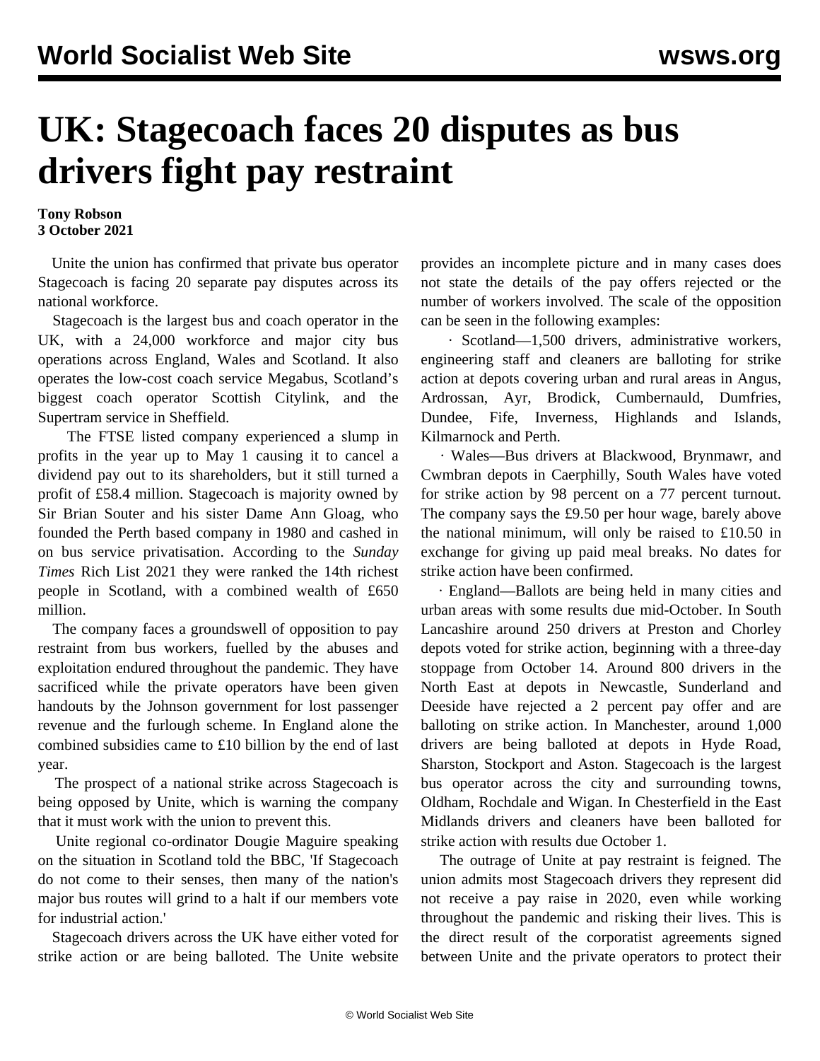# UK: Stagecoach faces 20 disputes as bus drivers fight pay restraint

**Tony Robson**
**3 October 2021**

Unite the union has confirmed that private bus operator Stagecoach is facing 20 separate pay disputes across its national workforce.

Stagecoach is the largest bus and coach operator in the UK, with a 24,000 workforce and major city bus operations across England, Wales and Scotland. It also operates the low-cost coach service Megabus, Scotland's biggest coach operator Scottish Citylink, and the Supertram service in Sheffield.

The FTSE listed company experienced a slump in profits in the year up to May 1 causing it to cancel a dividend pay out to its shareholders, but it still turned a profit of £58.4 million. Stagecoach is majority owned by Sir Brian Souter and his sister Dame Ann Gloag, who founded the Perth based company in 1980 and cashed in on bus service privatisation. According to the *Sunday Times* Rich List 2021 they were ranked the 14th richest people in Scotland, with a combined wealth of £650 million.

The company faces a groundswell of opposition to pay restraint from bus workers, fuelled by the abuses and exploitation endured throughout the pandemic. They have sacrificed while the private operators have been given handouts by the Johnson government for lost passenger revenue and the furlough scheme. In England alone the combined subsidies came to £10 billion by the end of last year.

The prospect of a national strike across Stagecoach is being opposed by Unite, which is warning the company that it must work with the union to prevent this.

Unite regional co-ordinator Dougie Maguire speaking on the situation in Scotland told the BBC, 'If Stagecoach do not come to their senses, then many of the nation's major bus routes will grind to a halt if our members vote for industrial action.'

Stagecoach drivers across the UK have either voted for strike action or are being balloted. The Unite website provides an incomplete picture and in many cases does not state the details of the pay offers rejected or the number of workers involved. The scale of the opposition can be seen in the following examples:

· Scotland—1,500 drivers, administrative workers, engineering staff and cleaners are balloting for strike action at depots covering urban and rural areas in Angus, Ardrossan, Ayr, Brodick, Cumbernauld, Dumfries, Dundee, Fife, Inverness, Highlands and Islands, Kilmarnock and Perth.

· Wales—Bus drivers at Blackwood, Brynmawr, and Cwmbran depots in Caerphilly, South Wales have voted for strike action by 98 percent on a 77 percent turnout. The company says the £9.50 per hour wage, barely above the national minimum, will only be raised to £10.50 in exchange for giving up paid meal breaks. No dates for strike action have been confirmed.

· England—Ballots are being held in many cities and urban areas with some results due mid-October. In South Lancashire around 250 drivers at Preston and Chorley depots voted for strike action, beginning with a three-day stoppage from October 14. Around 800 drivers in the North East at depots in Newcastle, Sunderland and Deeside have rejected a 2 percent pay offer and are balloting on strike action. In Manchester, around 1,000 drivers are being balloted at depots in Hyde Road, Sharston, Stockport and Aston. Stagecoach is the largest bus operator across the city and surrounding towns, Oldham, Rochdale and Wigan. In Chesterfield in the East Midlands drivers and cleaners have been balloted for strike action with results due October 1.

The outrage of Unite at pay restraint is feigned. The union admits most Stagecoach drivers they represent did not receive a pay raise in 2020, even while working throughout the pandemic and risking their lives. This is the direct result of the corporatist agreements signed between Unite and the private operators to protect their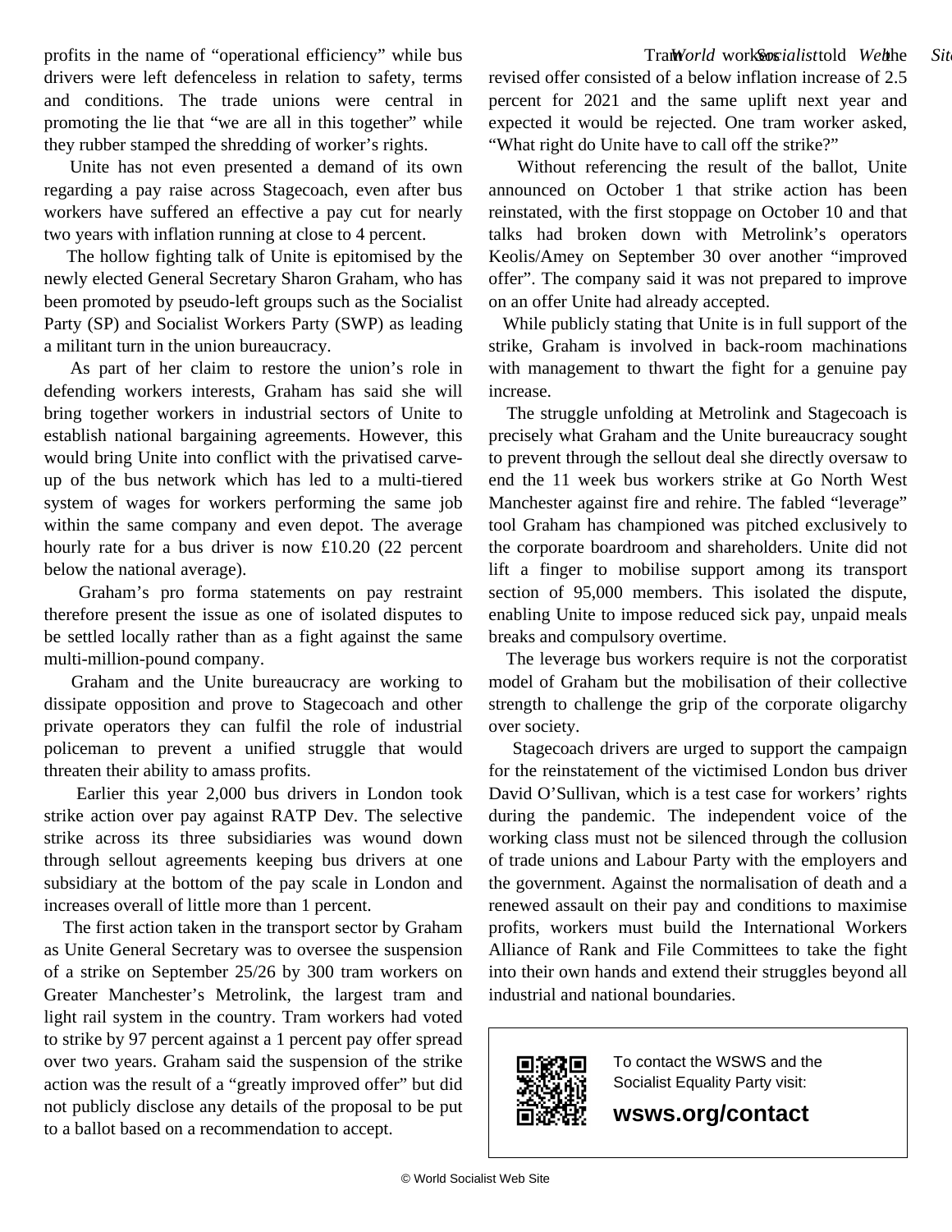profits in the name of "operational efficiency" while bus drivers were left defenceless in relation to safety, terms and conditions. The trade unions were central in promoting the lie that "we are all in this together" while they rubber stamped the shredding of worker's rights.

Unite has not even presented a demand of its own regarding a pay raise across Stagecoach, even after bus workers have suffered an effective a pay cut for nearly two years with inflation running at close to 4 percent.

The hollow fighting talk of Unite is epitomised by the newly elected General Secretary Sharon Graham, who has been promoted by pseudo-left groups such as the Socialist Party (SP) and Socialist Workers Party (SWP) as leading a militant turn in the union bureaucracy.

As part of her claim to restore the union's role in defending workers interests, Graham has said she will bring together workers in industrial sectors of Unite to establish national bargaining agreements. However, this would bring Unite into conflict with the privatised carve-up of the bus network which has led to a multi-tiered system of wages for workers performing the same job within the same company and even depot. The average hourly rate for a bus driver is now £10.20 (22 percent below the national average).

Graham's pro forma statements on pay restraint therefore present the issue as one of isolated disputes to be settled locally rather than as a fight against the same multi-million-pound company.

Graham and the Unite bureaucracy are working to dissipate opposition and prove to Stagecoach and other private operators they can fulfil the role of industrial policeman to prevent a unified struggle that would threaten their ability to amass profits.

Earlier this year 2,000 bus drivers in London took strike action over pay against RATP Dev. The selective strike across its three subsidiaries was wound down through sellout agreements keeping bus drivers at one subsidiary at the bottom of the pay scale in London and increases overall of little more than 1 percent.

The first action taken in the transport sector by Graham as Unite General Secretary was to oversee the suspension of a strike on September 25/26 by 300 tram workers on Greater Manchester's Metrolink, the largest tram and light rail system in the country. Tram workers had voted to strike by 97 percent against a 1 percent pay offer spread over two years. Graham said the suspension of the strike action was the result of a "greatly improved offer" but did not publicly disclose any details of the proposal to be put to a ballot based on a recommendation to accept.

Tram workers told the *World Socialist Web Site* the revised offer consisted of a below inflation increase of 2.5 percent for 2021 and the same uplift next year and expected it would be rejected. One tram worker asked, "What right do Unite have to call off the strike?"

Without referencing the result of the ballot, Unite announced on October 1 that strike action has been reinstated, with the first stoppage on October 10 and that talks had broken down with Metrolink's operators Keolis/Amey on September 30 over another "improved offer". The company said it was not prepared to improve on an offer Unite had already accepted.

While publicly stating that Unite is in full support of the strike, Graham is involved in back-room machinations with management to thwart the fight for a genuine pay increase.

The struggle unfolding at Metrolink and Stagecoach is precisely what Graham and the Unite bureaucracy sought to prevent through the sellout deal she directly oversaw to end the 11 week bus workers strike at Go North West Manchester against fire and rehire. The fabled "leverage" tool Graham has championed was pitched exclusively to the corporate boardroom and shareholders. Unite did not lift a finger to mobilise support among its transport section of 95,000 members. This isolated the dispute, enabling Unite to impose reduced sick pay, unpaid meals breaks and compulsory overtime.

The leverage bus workers require is not the corporatist model of Graham but the mobilisation of their collective strength to challenge the grip of the corporate oligarchy over society.

Stagecoach drivers are urged to support the campaign for the reinstatement of the victimised London bus driver David O'Sullivan, which is a test case for workers' rights during the pandemic. The independent voice of the working class must not be silenced through the collusion of trade unions and Labour Party with the employers and the government. Against the normalisation of death and a renewed assault on their pay and conditions to maximise profits, workers must build the International Workers Alliance of Rank and File Committees to take the fight into their own hands and extend their struggles beyond all industrial and national boundaries.

To contact the WSWS and the Socialist Equality Party visit:

**wsws.org/contact**